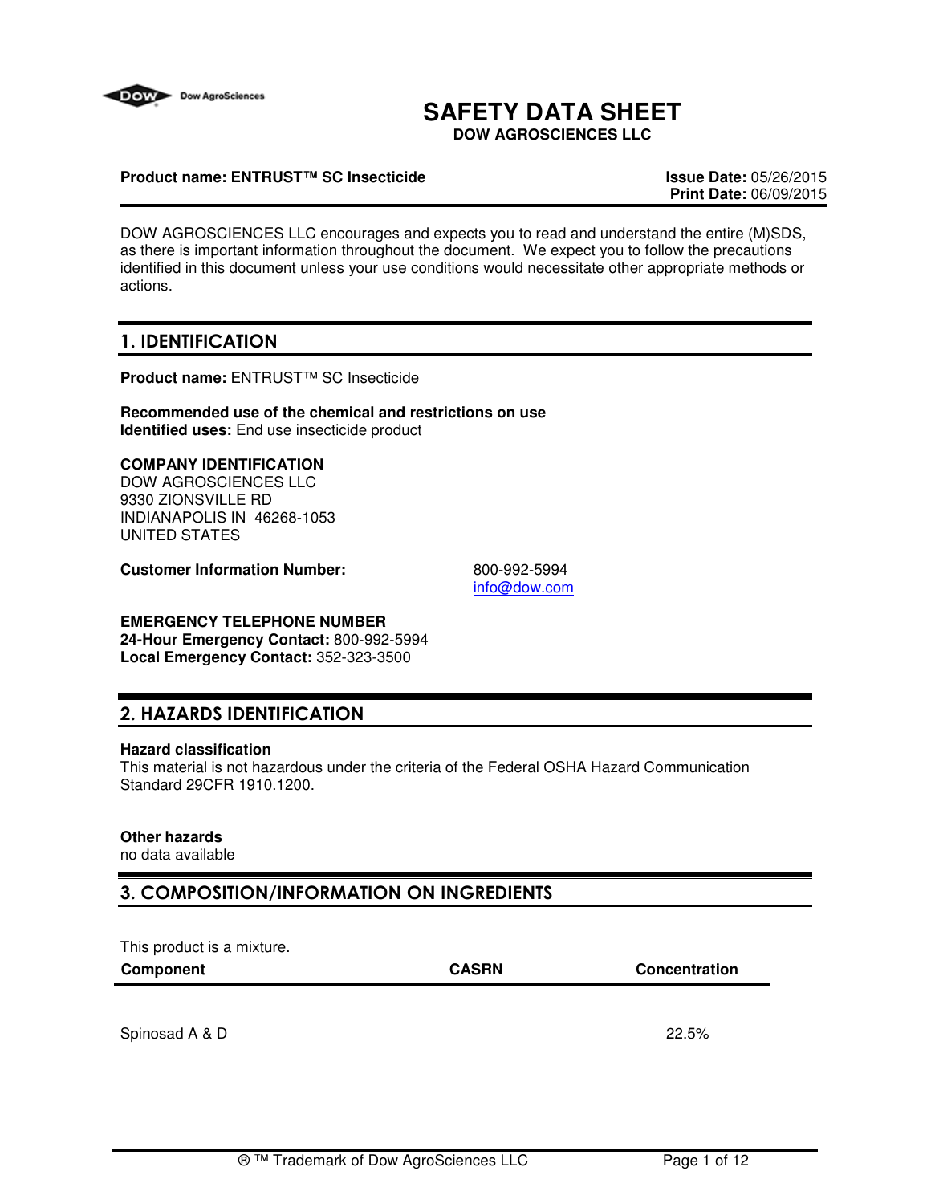# SAFETY DATA SHEET

**DOW AGROSCIENCES LLC**

**Product name: ENTRUST™ SC Insecticide**

**Issue Date:** 05/26/2015
**Print Date:** 06/09/2015

DOW AGROSCIENCES LLC encourages and expects you to read and understand the entire (M)SDS, as there is important information throughout the document. We expect you to follow the precautions identified in this document unless your use conditions would necessitate other appropriate methods or actions.

## 1. IDENTIFICATION

**Product name:** ENTRUST™ SC Insecticide

**Recommended use of the chemical and restrictions on use**
**Identified uses:** End use insecticide product

**COMPANY IDENTIFICATION**
DOW AGROSCIENCES LLC
9330 ZIONSVILLE RD
INDIANAPOLIS IN 46268-1053
UNITED STATES

**Customer Information Number:** 800-992-5994
info@dow.com

**EMERGENCY TELEPHONE NUMBER**
**24-Hour Emergency Contact:** 800-992-5994
**Local Emergency Contact:** 352-323-3500

## 2. HAZARDS IDENTIFICATION

**Hazard classification**
This material is not hazardous under the criteria of the Federal OSHA Hazard Communication Standard 29CFR 1910.1200.

**Other hazards**
no data available

## 3. COMPOSITION/INFORMATION ON INGREDIENTS

This product is a mixture.

| Component | CASRN | Concentration |
|---|---|---|
| Spinosad A & D | | 22.5% |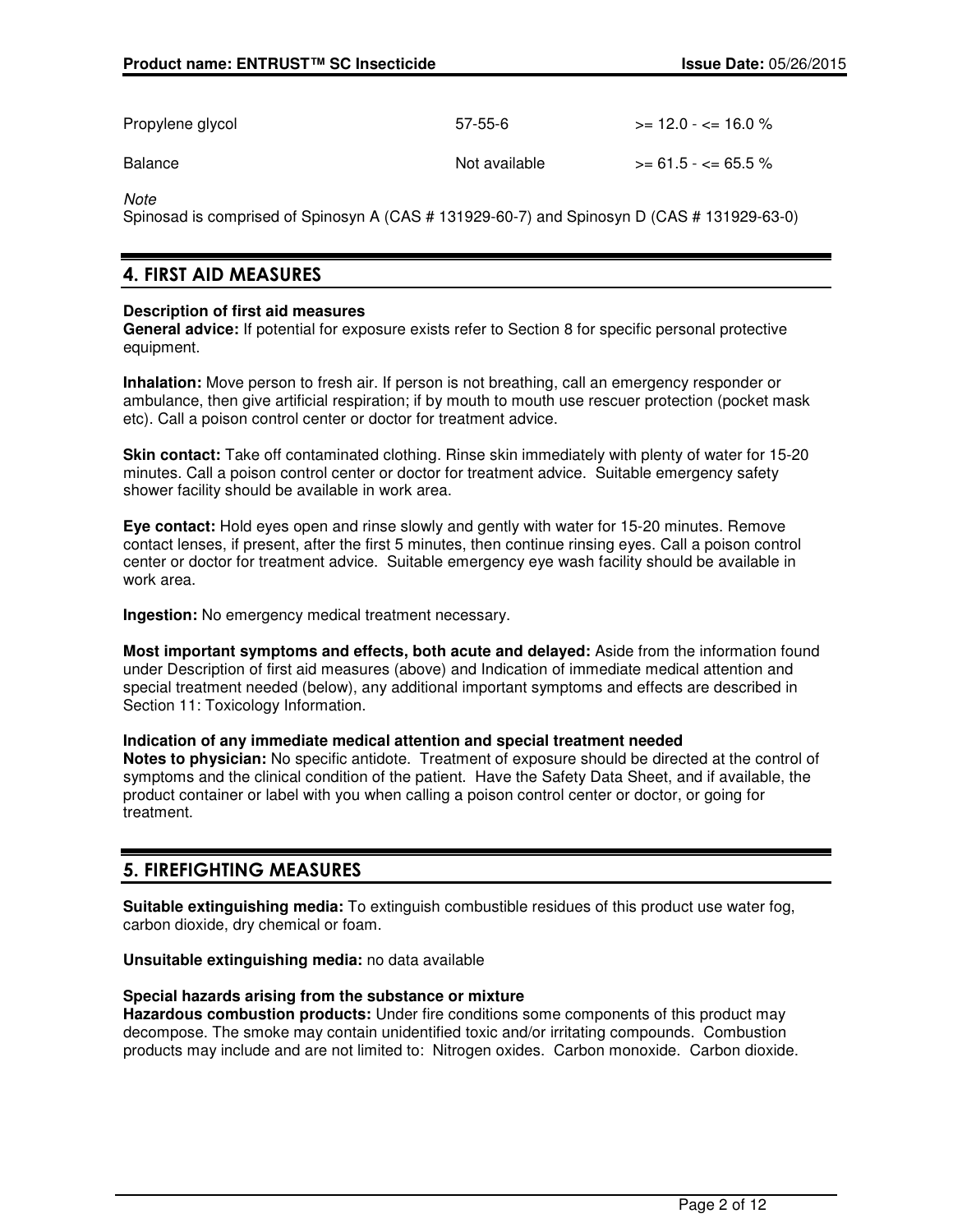| | | |
|---|---|---|
| Propylene glycol | 57-55-6 | >= 12.0 - <= 16.0 % |
| Balance | Not available | >= 61.5 - <= 65.5 % |

*Note*
Spinosad is comprised of Spinosyn A (CAS # 131929-60-7) and Spinosyn D (CAS # 131929-63-0)

## 4. FIRST AID MEASURES

**Description of first aid measures**
**General advice:** If potential for exposure exists refer to Section 8 for specific personal protective equipment.

**Inhalation:** Move person to fresh air. If person is not breathing, call an emergency responder or ambulance, then give artificial respiration; if by mouth to mouth use rescuer protection (pocket mask etc). Call a poison control center or doctor for treatment advice.

**Skin contact:** Take off contaminated clothing. Rinse skin immediately with plenty of water for 15-20 minutes. Call a poison control center or doctor for treatment advice. Suitable emergency safety shower facility should be available in work area.

**Eye contact:** Hold eyes open and rinse slowly and gently with water for 15-20 minutes. Remove contact lenses, if present, after the first 5 minutes, then continue rinsing eyes. Call a poison control center or doctor for treatment advice. Suitable emergency eye wash facility should be available in work area.

**Ingestion:** No emergency medical treatment necessary.

**Most important symptoms and effects, both acute and delayed:** Aside from the information found under Description of first aid measures (above) and Indication of immediate medical attention and special treatment needed (below), any additional important symptoms and effects are described in Section 11: Toxicology Information.

**Indication of any immediate medical attention and special treatment needed**
**Notes to physician:** No specific antidote. Treatment of exposure should be directed at the control of symptoms and the clinical condition of the patient. Have the Safety Data Sheet, and if available, the product container or label with you when calling a poison control center or doctor, or going for treatment.

## 5. FIREFIGHTING MEASURES

**Suitable extinguishing media:** To extinguish combustible residues of this product use water fog, carbon dioxide, dry chemical or foam.

**Unsuitable extinguishing media:** no data available

**Special hazards arising from the substance or mixture**
**Hazardous combustion products:** Under fire conditions some components of this product may decompose. The smoke may contain unidentified toxic and/or irritating compounds. Combustion products may include and are not limited to: Nitrogen oxides. Carbon monoxide. Carbon dioxide.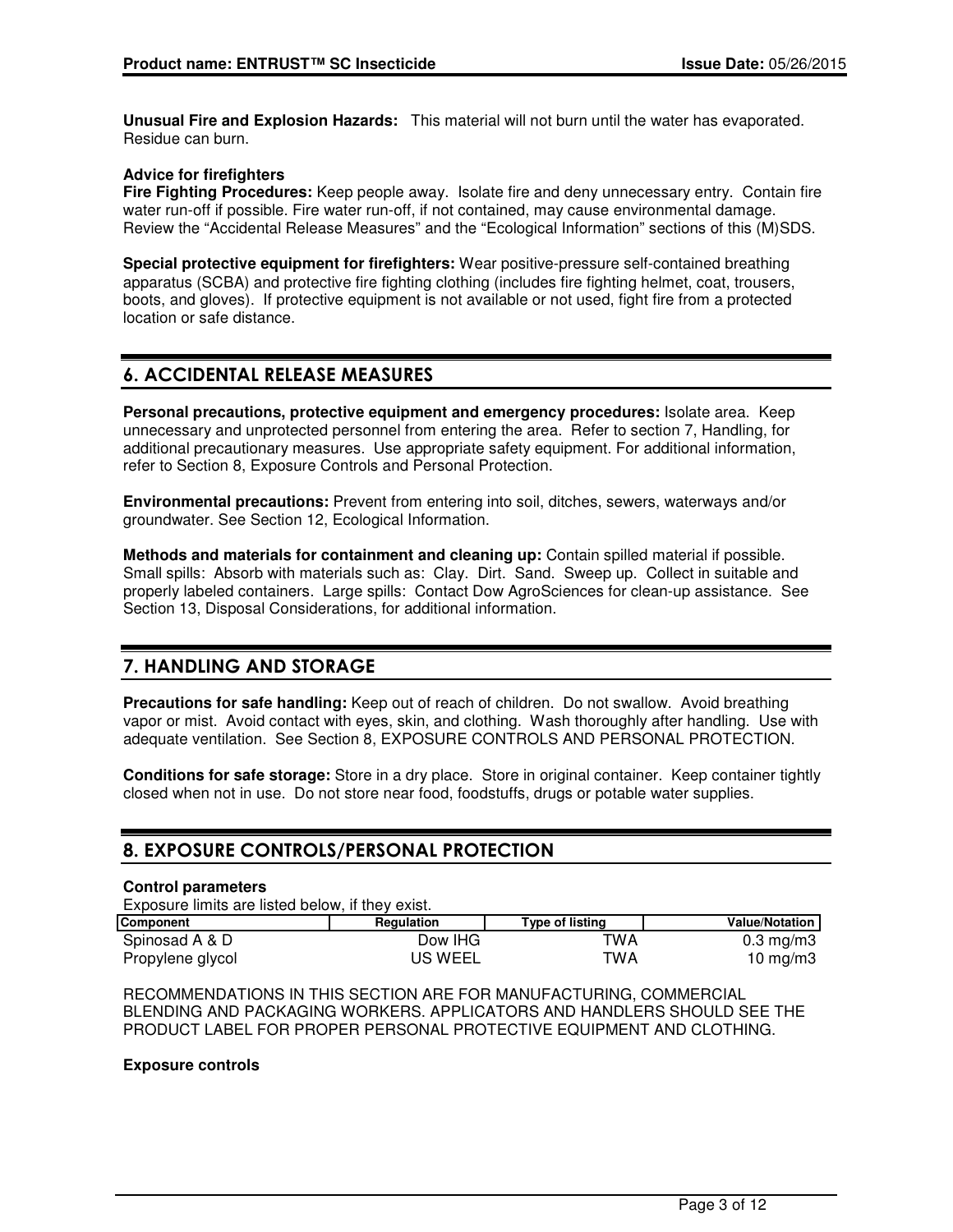**Unusual Fire and Explosion Hazards:** This material will not burn until the water has evaporated. Residue can burn.

**Advice for firefighters**

**Fire Fighting Procedures:** Keep people away. Isolate fire and deny unnecessary entry. Contain fire water run-off if possible. Fire water run-off, if not contained, may cause environmental damage. Review the "Accidental Release Measures" and the "Ecological Information" sections of this (M)SDS.

**Special protective equipment for firefighters:** Wear positive-pressure self-contained breathing apparatus (SCBA) and protective fire fighting clothing (includes fire fighting helmet, coat, trousers, boots, and gloves). If protective equipment is not available or not used, fight fire from a protected location or safe distance.

## 6. ACCIDENTAL RELEASE MEASURES

**Personal precautions, protective equipment and emergency procedures:** Isolate area. Keep unnecessary and unprotected personnel from entering the area. Refer to section 7, Handling, for additional precautionary measures. Use appropriate safety equipment. For additional information, refer to Section 8, Exposure Controls and Personal Protection.

**Environmental precautions:** Prevent from entering into soil, ditches, sewers, waterways and/or groundwater. See Section 12, Ecological Information.

**Methods and materials for containment and cleaning up:** Contain spilled material if possible. Small spills: Absorb with materials such as: Clay. Dirt. Sand. Sweep up. Collect in suitable and properly labeled containers. Large spills: Contact Dow AgroSciences for clean-up assistance. See Section 13, Disposal Considerations, for additional information.

## 7. HANDLING AND STORAGE

**Precautions for safe handling:** Keep out of reach of children. Do not swallow. Avoid breathing vapor or mist. Avoid contact with eyes, skin, and clothing. Wash thoroughly after handling. Use with adequate ventilation. See Section 8, EXPOSURE CONTROLS AND PERSONAL PROTECTION.

**Conditions for safe storage:** Store in a dry place. Store in original container. Keep container tightly closed when not in use. Do not store near food, foodstuffs, drugs or potable water supplies.

## 8. EXPOSURE CONTROLS/PERSONAL PROTECTION

**Control parameters**

Exposure limits are listed below, if they exist.

| Component | Regulation | Type of listing | Value/Notation |
|---|---|---|---|
| Spinosad A & D | Dow IHG | TWA | 0.3 mg/m3 |
| Propylene glycol | US WEEL | TWA | 10 mg/m3 |

RECOMMENDATIONS IN THIS SECTION ARE FOR MANUFACTURING, COMMERCIAL BLENDING AND PACKAGING WORKERS. APPLICATORS AND HANDLERS SHOULD SEE THE PRODUCT LABEL FOR PROPER PERSONAL PROTECTIVE EQUIPMENT AND CLOTHING.

**Exposure controls**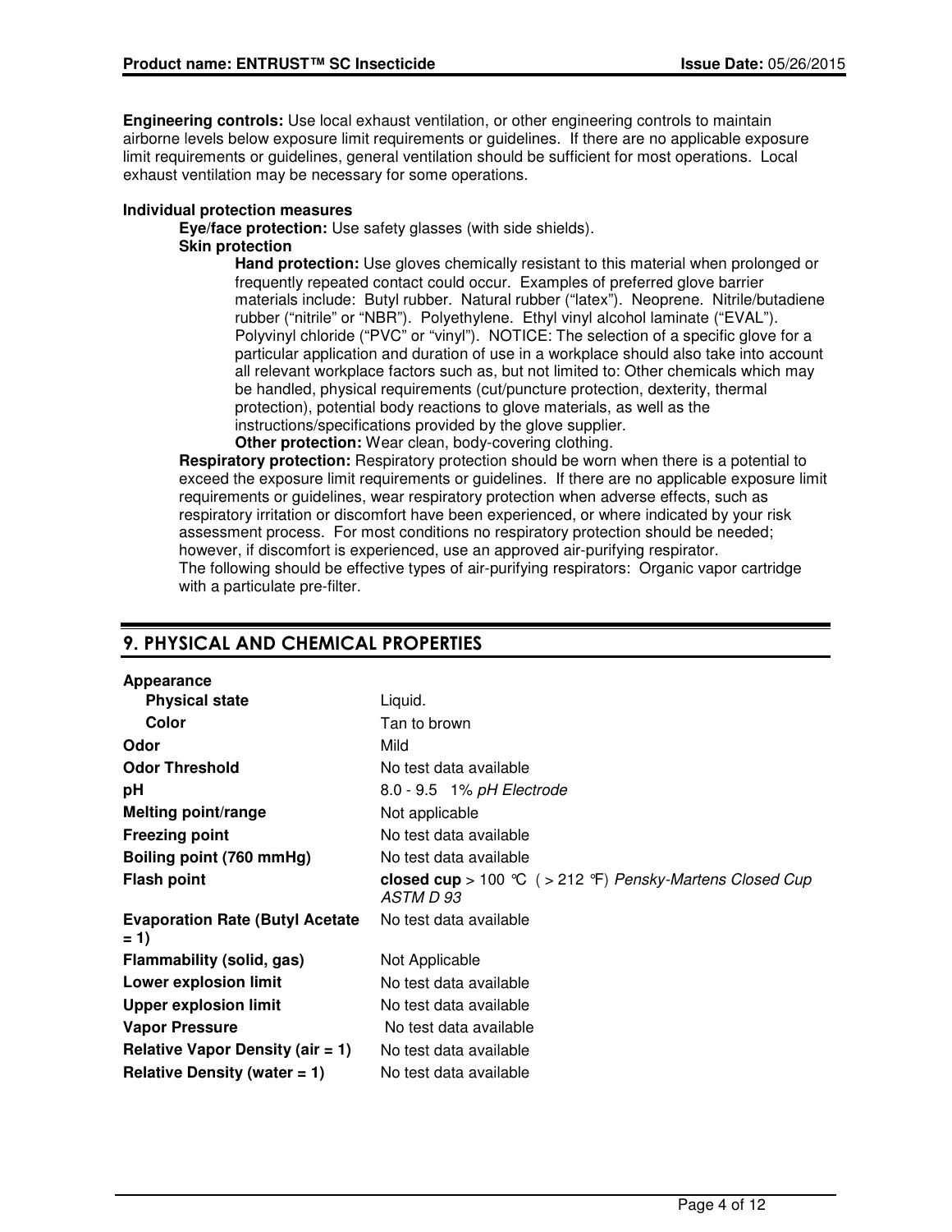**Engineering controls:** Use local exhaust ventilation, or other engineering controls to maintain airborne levels below exposure limit requirements or guidelines. If there are no applicable exposure limit requirements or guidelines, general ventilation should be sufficient for most operations. Local exhaust ventilation may be necessary for some operations.

**Individual protection measures**

**Eye/face protection:** Use safety glasses (with side shields).

**Skin protection**

**Hand protection:** Use gloves chemically resistant to this material when prolonged or frequently repeated contact could occur. Examples of preferred glove barrier materials include: Butyl rubber. Natural rubber ("latex"). Neoprene. Nitrile/butadiene rubber ("nitrile" or "NBR"). Polyethylene. Ethyl vinyl alcohol laminate ("EVAL"). Polyvinyl chloride ("PVC" or "vinyl"). NOTICE: The selection of a specific glove for a particular application and duration of use in a workplace should also take into account all relevant workplace factors such as, but not limited to: Other chemicals which may be handled, physical requirements (cut/puncture protection, dexterity, thermal protection), potential body reactions to glove materials, as well as the instructions/specifications provided by the glove supplier.

**Other protection:** Wear clean, body-covering clothing.

**Respiratory protection:** Respiratory protection should be worn when there is a potential to exceed the exposure limit requirements or guidelines. If there are no applicable exposure limit requirements or guidelines, wear respiratory protection when adverse effects, such as respiratory irritation or discomfort have been experienced, or where indicated by your risk assessment process. For most conditions no respiratory protection should be needed; however, if discomfort is experienced, use an approved air-purifying respirator.
The following should be effective types of air-purifying respirators: Organic vapor cartridge with a particulate pre-filter.

## 9. PHYSICAL AND CHEMICAL PROPERTIES

| | |
|---|---|
| **Appearance** | |
| **Physical state** | Liquid. |
| **Color** | Tan to brown |
| **Odor** | Mild |
| **Odor Threshold** | No test data available |
| **pH** | 8.0 - 9.5 1% *pH Electrode* |
| **Melting point/range** | Not applicable |
| **Freezing point** | No test data available |
| **Boiling point (760 mmHg)** | No test data available |
| **Flash point** | **closed cup** > 100 ℃ ( > 212 ℉) *Pensky-Martens Closed Cup ASTM D 93* |
| **Evaporation Rate (Butyl Acetate = 1)** | No test data available |
| **Flammability (solid, gas)** | Not Applicable |
| **Lower explosion limit** | No test data available |
| **Upper explosion limit** | No test data available |
| **Vapor Pressure** | No test data available |
| **Relative Vapor Density (air = 1)** | No test data available |
| **Relative Density (water = 1)** | No test data available |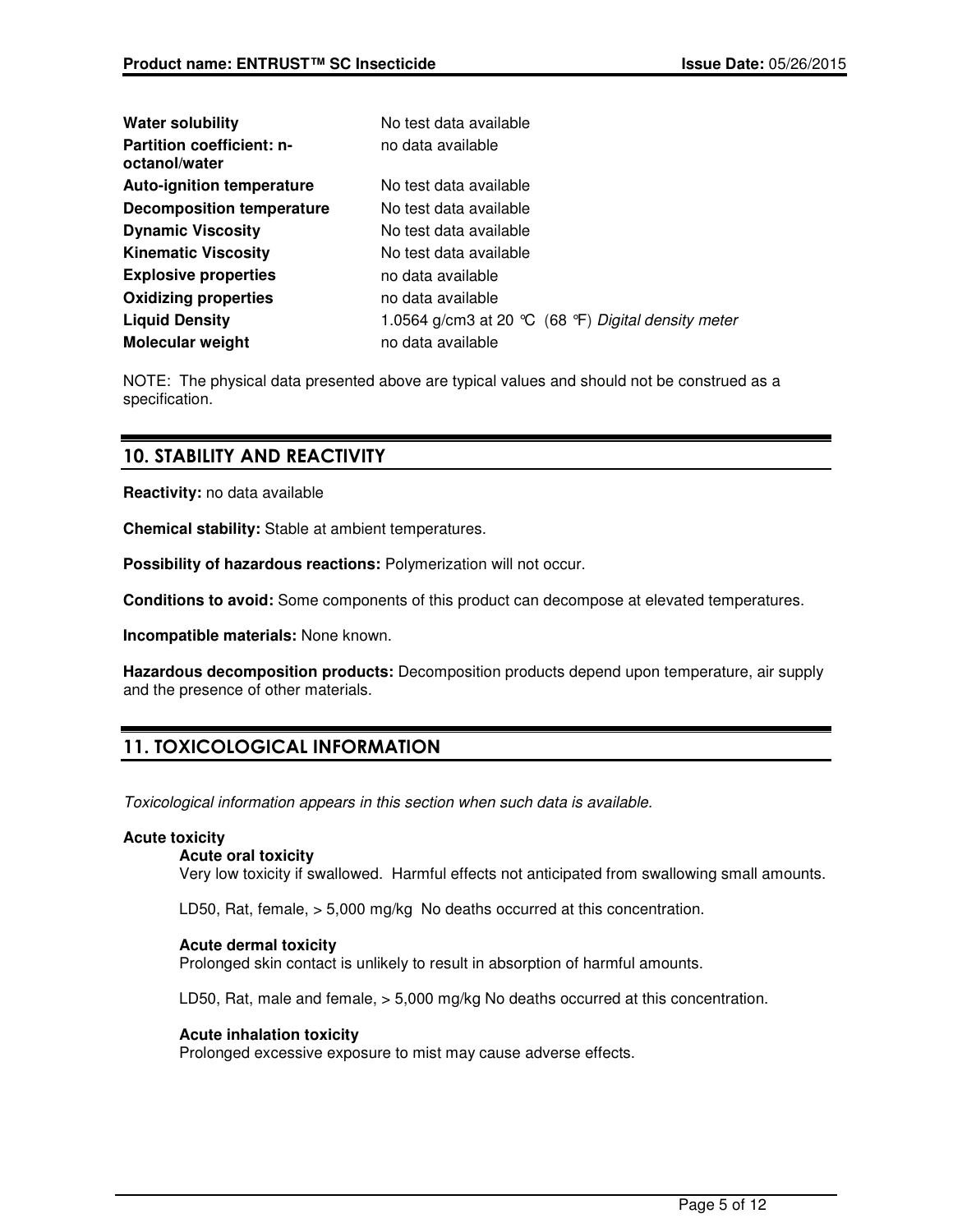| | |
|---|---|
| **Water solubility** | No test data available |
| **Partition coefficient: n-octanol/water** | no data available |
| **Auto-ignition temperature** | No test data available |
| **Decomposition temperature** | No test data available |
| **Dynamic Viscosity** | No test data available |
| **Kinematic Viscosity** | No test data available |
| **Explosive properties** | no data available |
| **Oxidizing properties** | no data available |
| **Liquid Density** | 1.0564 g/cm3 at 20 °C (68 °F) *Digital density meter* |
| **Molecular weight** | no data available |

NOTE: The physical data presented above are typical values and should not be construed as a specification.

## 10. STABILITY AND REACTIVITY

**Reactivity:** no data available

**Chemical stability:** Stable at ambient temperatures.

**Possibility of hazardous reactions:** Polymerization will not occur.

**Conditions to avoid:** Some components of this product can decompose at elevated temperatures.

**Incompatible materials:** None known.

**Hazardous decomposition products:** Decomposition products depend upon temperature, air supply and the presence of other materials.

## 11. TOXICOLOGICAL INFORMATION

*Toxicological information appears in this section when such data is available.*

**Acute toxicity**

**Acute oral toxicity**

Very low toxicity if swallowed. Harmful effects not anticipated from swallowing small amounts.

LD50, Rat, female, > 5,000 mg/kg No deaths occurred at this concentration.

**Acute dermal toxicity**

Prolonged skin contact is unlikely to result in absorption of harmful amounts.

LD50, Rat, male and female, > 5,000 mg/kg No deaths occurred at this concentration.

**Acute inhalation toxicity**

Prolonged excessive exposure to mist may cause adverse effects.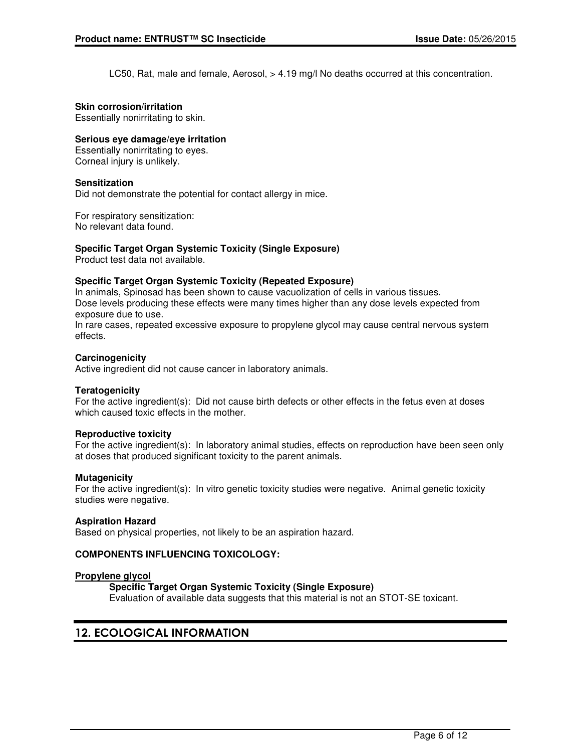LC50, Rat, male and female, Aerosol, > 4.19 mg/l No deaths occurred at this concentration.

**Skin corrosion/irritation**
Essentially nonirritating to skin.

**Serious eye damage/eye irritation**
Essentially nonirritating to eyes.
Corneal injury is unlikely.

**Sensitization**
Did not demonstrate the potential for contact allergy in mice.

For respiratory sensitization:
No relevant data found.

**Specific Target Organ Systemic Toxicity (Single Exposure)**
Product test data not available.

**Specific Target Organ Systemic Toxicity (Repeated Exposure)**
In animals, Spinosad has been shown to cause vacuolization of cells in various tissues.
Dose levels producing these effects were many times higher than any dose levels expected from exposure due to use.
In rare cases, repeated excessive exposure to propylene glycol may cause central nervous system effects.

**Carcinogenicity**
Active ingredient did not cause cancer in laboratory animals.

**Teratogenicity**
For the active ingredient(s): Did not cause birth defects or other effects in the fetus even at doses which caused toxic effects in the mother.

**Reproductive toxicity**
For the active ingredient(s): In laboratory animal studies, effects on reproduction have been seen only at doses that produced significant toxicity to the parent animals.

**Mutagenicity**
For the active ingredient(s): In vitro genetic toxicity studies were negative. Animal genetic toxicity studies were negative.

**Aspiration Hazard**
Based on physical properties, not likely to be an aspiration hazard.

**COMPONENTS INFLUENCING TOXICOLOGY:**

**Propylene glycol**

**Specific Target Organ Systemic Toxicity (Single Exposure)**
Evaluation of available data suggests that this material is not an STOT-SE toxicant.

## 12. ECOLOGICAL INFORMATION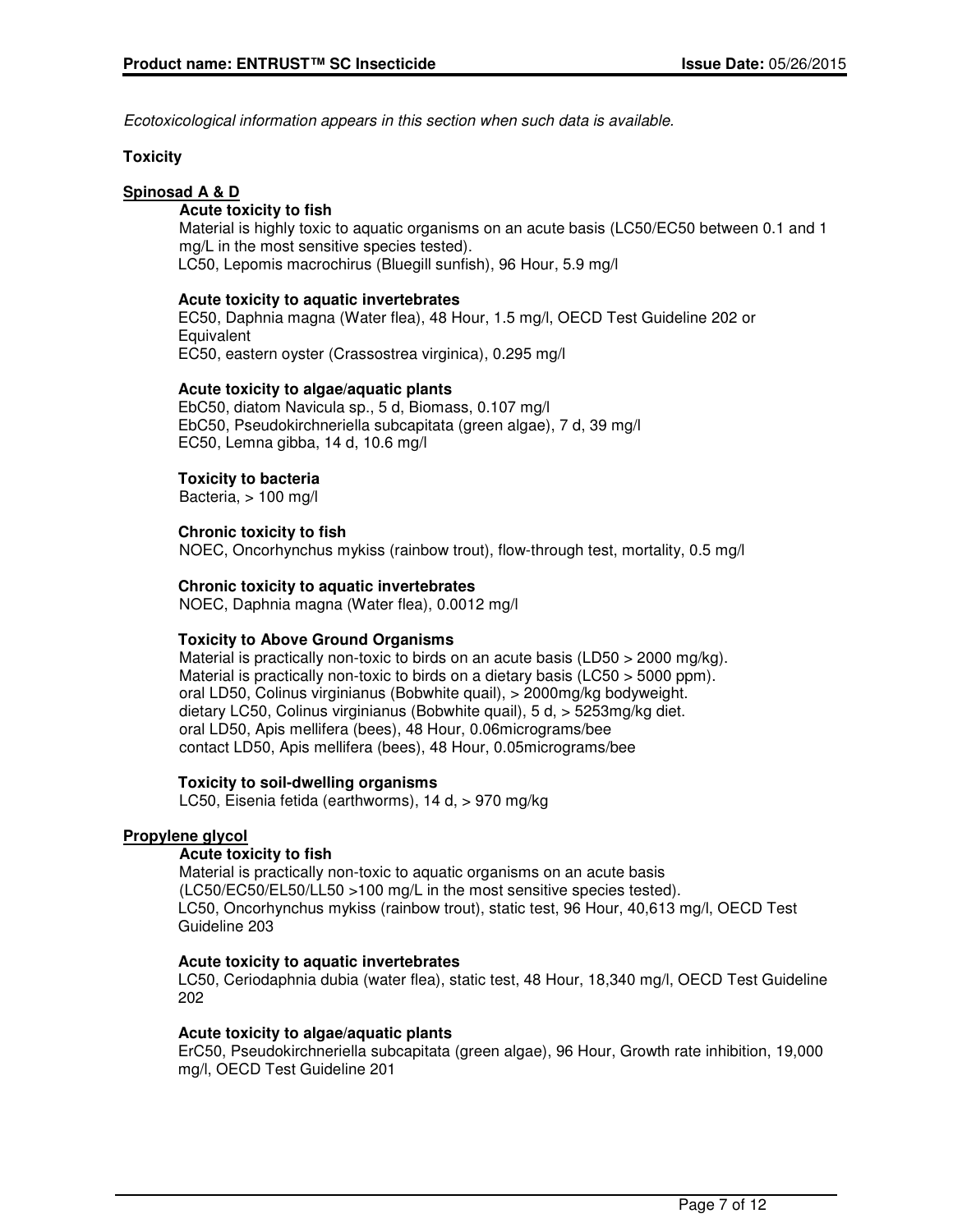*Ecotoxicological information appears in this section when such data is available.*

**Toxicity**

**Spinosad A & D**

**Acute toxicity to fish**

Material is highly toxic to aquatic organisms on an acute basis (LC50/EC50 between 0.1 and 1 mg/L in the most sensitive species tested).
LC50, Lepomis macrochirus (Bluegill sunfish), 96 Hour, 5.9 mg/l

**Acute toxicity to aquatic invertebrates**

EC50, Daphnia magna (Water flea), 48 Hour, 1.5 mg/l, OECD Test Guideline 202 or Equivalent
EC50, eastern oyster (Crassostrea virginica), 0.295 mg/l

**Acute toxicity to algae/aquatic plants**

EbC50, diatom Navicula sp., 5 d, Biomass, 0.107 mg/l
EbC50, Pseudokirchneriella subcapitata (green algae), 7 d, 39 mg/l
EC50, Lemna gibba, 14 d, 10.6 mg/l

**Toxicity to bacteria**

Bacteria, > 100 mg/l

**Chronic toxicity to fish**

NOEC, Oncorhynchus mykiss (rainbow trout), flow-through test, mortality, 0.5 mg/l

**Chronic toxicity to aquatic invertebrates**

NOEC, Daphnia magna (Water flea), 0.0012 mg/l

**Toxicity to Above Ground Organisms**

Material is practically non-toxic to birds on an acute basis (LD50 > 2000 mg/kg).
Material is practically non-toxic to birds on a dietary basis (LC50 > 5000 ppm).
oral LD50, Colinus virginianus (Bobwhite quail), > 2000mg/kg bodyweight.
dietary LC50, Colinus virginianus (Bobwhite quail), 5 d, > 5253mg/kg diet.
oral LD50, Apis mellifera (bees), 48 Hour, 0.06micrograms/bee
contact LD50, Apis mellifera (bees), 48 Hour, 0.05micrograms/bee

**Toxicity to soil-dwelling organisms**

LC50, Eisenia fetida (earthworms), 14 d, > 970 mg/kg

**Propylene glycol**

**Acute toxicity to fish**

Material is practically non-toxic to aquatic organisms on an acute basis (LC50/EC50/EL50/LL50 >100 mg/L in the most sensitive species tested).
LC50, Oncorhynchus mykiss (rainbow trout), static test, 96 Hour, 40,613 mg/l, OECD Test Guideline 203

**Acute toxicity to aquatic invertebrates**

LC50, Ceriodaphnia dubia (water flea), static test, 48 Hour, 18,340 mg/l, OECD Test Guideline 202

**Acute toxicity to algae/aquatic plants**

ErC50, Pseudokirchneriella subcapitata (green algae), 96 Hour, Growth rate inhibition, 19,000 mg/l, OECD Test Guideline 201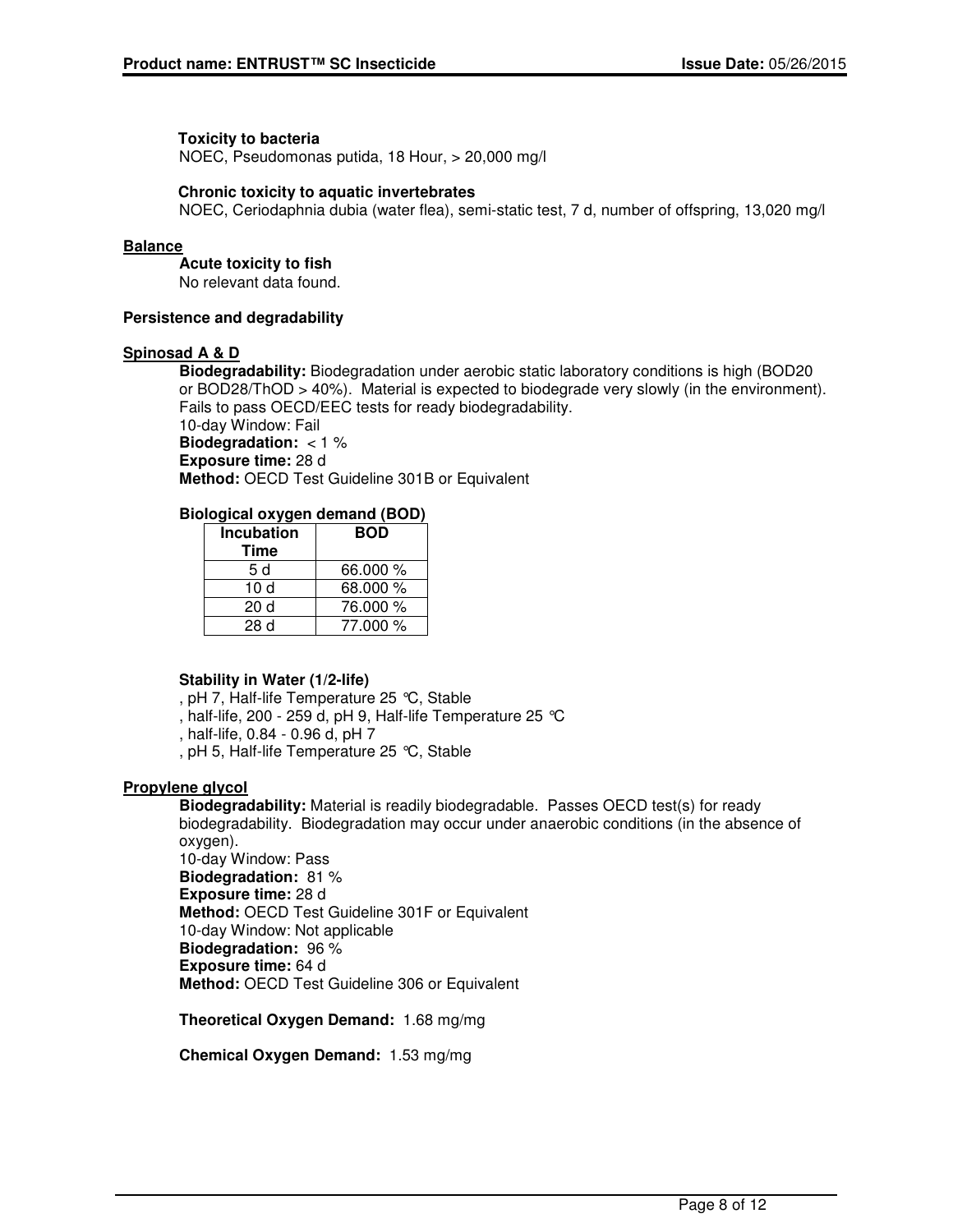**Toxicity to bacteria**

NOEC, Pseudomonas putida, 18 Hour, > 20,000 mg/l

**Chronic toxicity to aquatic invertebrates**

NOEC, Ceriodaphnia dubia (water flea), semi-static test, 7 d, number of offspring, 13,020 mg/l

**Balance**

**Acute toxicity to fish**

No relevant data found.

**Persistence and degradability**

**Spinosad A & D**

**Biodegradability:** Biodegradation under aerobic static laboratory conditions is high (BOD20 or BOD28/ThOD > 40%). Material is expected to biodegrade very slowly (in the environment). Fails to pass OECD/EEC tests for ready biodegradability.
10-day Window: Fail
**Biodegradation:** < 1 %
**Exposure time:** 28 d
**Method:** OECD Test Guideline 301B or Equivalent

**Biological oxygen demand (BOD)**

| Incubation Time | BOD |
|---|---|
| 5 d | 66.000 % |
| 10 d | 68.000 % |
| 20 d | 76.000 % |
| 28 d | 77.000 % |

**Stability in Water (1/2-life)**

, pH 7, Half-life Temperature 25 °C, Stable
, half-life, 200 - 259 d, pH 9, Half-life Temperature 25 °C
, half-life, 0.84 - 0.96 d, pH 7
, pH 5, Half-life Temperature 25 °C, Stable

**Propylene glycol**

**Biodegradability:** Material is readily biodegradable. Passes OECD test(s) for ready biodegradability. Biodegradation may occur under anaerobic conditions (in the absence of oxygen).
10-day Window: Pass
**Biodegradation:** 81 %
**Exposure time:** 28 d
**Method:** OECD Test Guideline 301F or Equivalent
10-day Window: Not applicable
**Biodegradation:** 96 %
**Exposure time:** 64 d
**Method:** OECD Test Guideline 306 or Equivalent

**Theoretical Oxygen Demand:** 1.68 mg/mg

**Chemical Oxygen Demand:** 1.53 mg/mg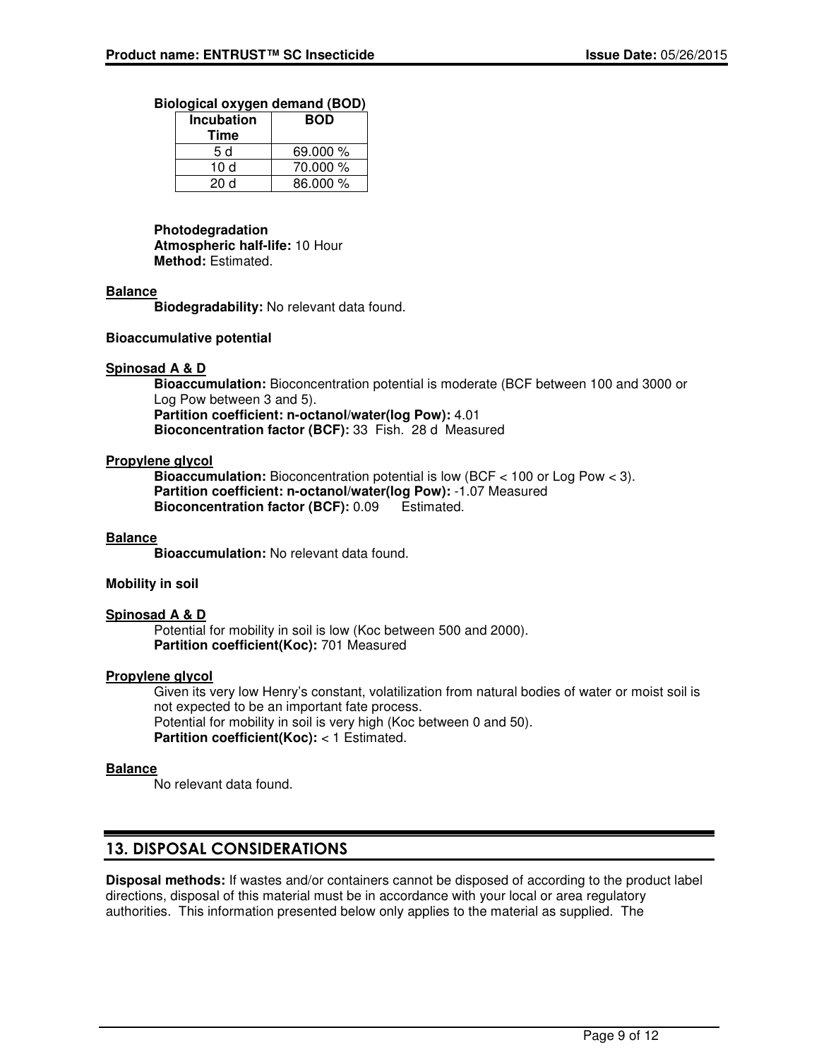**Biological oxygen demand (BOD)**

| Incubation Time | BOD |
|---|---|
| 5 d | 69.000 % |
| 10 d | 70.000 % |
| 20 d | 86.000 % |

**Photodegradation**
**Atmospheric half-life:** 10 Hour
**Method:** Estimated.

**Balance**
**Biodegradability:** No relevant data found.

**Bioaccumulative potential**

**Spinosad A & D**
**Bioaccumulation:** Bioconcentration potential is moderate (BCF between 100 and 3000 or Log Pow between 3 and 5).
**Partition coefficient: n-octanol/water(log Pow):** 4.01
**Bioconcentration factor (BCF):** 33 Fish. 28 d Measured

**Propylene glycol**
**Bioaccumulation:** Bioconcentration potential is low (BCF < 100 or Log Pow < 3).
**Partition coefficient: n-octanol/water(log Pow):** -1.07 Measured
**Bioconcentration factor (BCF):** 0.09 Estimated.

**Balance**
**Bioaccumulation:** No relevant data found.

**Mobility in soil**

**Spinosad A & D**
Potential for mobility in soil is low (Koc between 500 and 2000).
**Partition coefficient(Koc):** 701 Measured

**Propylene glycol**
Given its very low Henry's constant, volatilization from natural bodies of water or moist soil is not expected to be an important fate process.
Potential for mobility in soil is very high (Koc between 0 and 50).
**Partition coefficient(Koc):** < 1 Estimated.

**Balance**
No relevant data found.

## 13. DISPOSAL CONSIDERATIONS

**Disposal methods:** If wastes and/or containers cannot be disposed of according to the product label directions, disposal of this material must be in accordance with your local or area regulatory authorities. This information presented below only applies to the material as supplied. The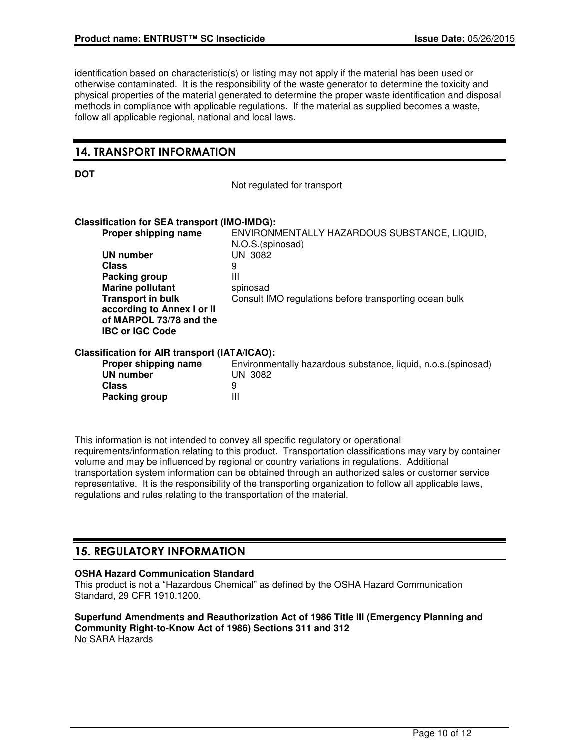identification based on characteristic(s) or listing may not apply if the material has been used or otherwise contaminated. It is the responsibility of the waste generator to determine the toxicity and physical properties of the material generated to determine the proper waste identification and disposal methods in compliance with applicable regulations. If the material as supplied becomes a waste, follow all applicable regional, national and local laws.

## 14. TRANSPORT INFORMATION

**DOT**

Not regulated for transport

**Classification for SEA transport (IMO-IMDG):**

| | |
|---|---|
| **Proper shipping name** | ENVIRONMENTALLY HAZARDOUS SUBSTANCE, LIQUID, N.O.S.(spinosad) |
| **UN number** | UN 3082 |
| **Class** | 9 |
| **Packing group** | III |
| **Marine pollutant** | spinosad |
| **Transport in bulk according to Annex I or II of MARPOL 73/78 and the IBC or IGC Code** | Consult IMO regulations before transporting ocean bulk |

**Classification for AIR transport (IATA/ICAO):**

| | |
|---|---|
| **Proper shipping name** | Environmentally hazardous substance, liquid, n.o.s.(spinosad) |
| **UN number** | UN 3082 |
| **Class** | 9 |
| **Packing group** | III |

This information is not intended to convey all specific regulatory or operational requirements/information relating to this product. Transportation classifications may vary by container volume and may be influenced by regional or country variations in regulations. Additional transportation system information can be obtained through an authorized sales or customer service representative. It is the responsibility of the transporting organization to follow all applicable laws, regulations and rules relating to the transportation of the material.

## 15. REGULATORY INFORMATION

**OSHA Hazard Communication Standard**

This product is not a “Hazardous Chemical” as defined by the OSHA Hazard Communication Standard, 29 CFR 1910.1200.

**Superfund Amendments and Reauthorization Act of 1986 Title III (Emergency Planning and Community Right-to-Know Act of 1986) Sections 311 and 312**

No SARA Hazards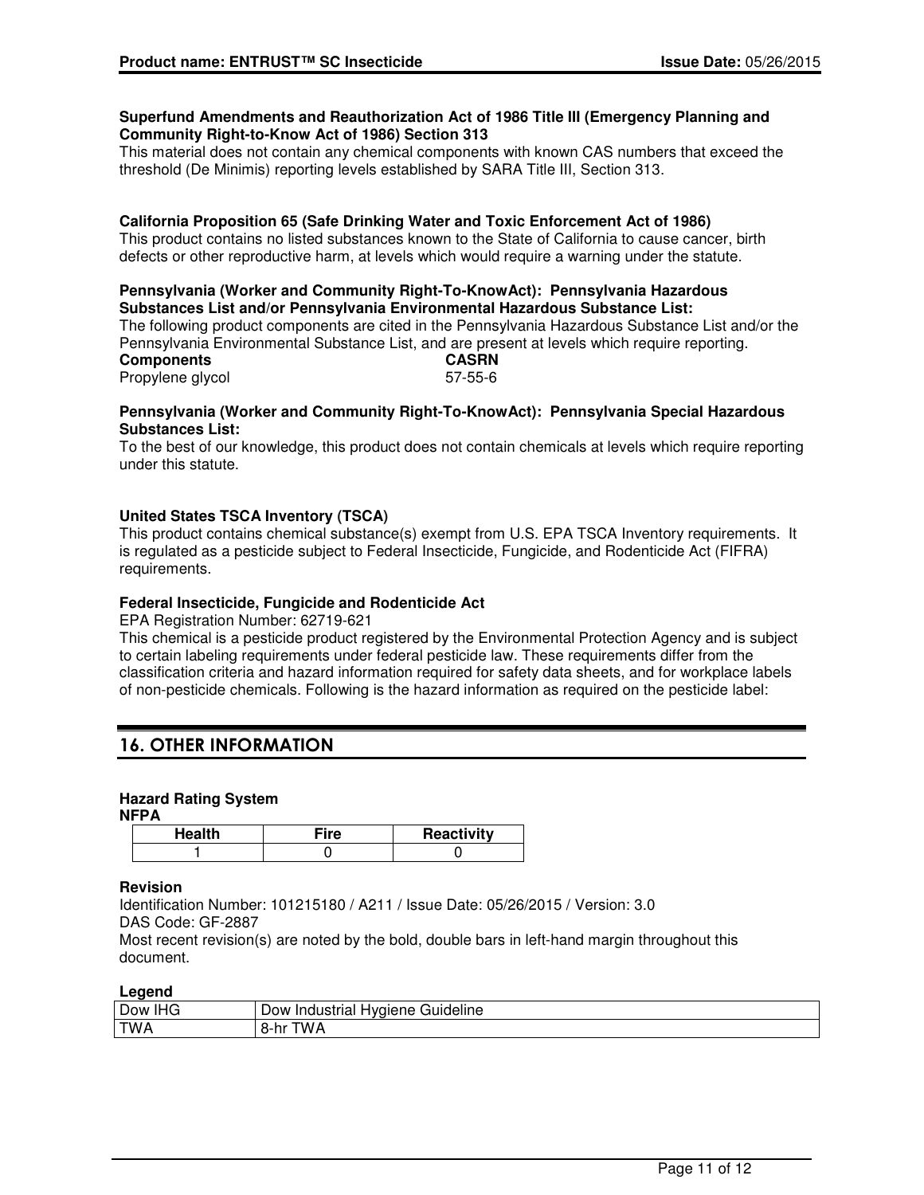**Superfund Amendments and Reauthorization Act of 1986 Title III (Emergency Planning and Community Right-to-Know Act of 1986) Section 313**
This material does not contain any chemical components with known CAS numbers that exceed the threshold (De Minimis) reporting levels established by SARA Title III, Section 313.

**California Proposition 65 (Safe Drinking Water and Toxic Enforcement Act of 1986)**
This product contains no listed substances known to the State of California to cause cancer, birth defects or other reproductive harm, at levels which would require a warning under the statute.

**Pennsylvania (Worker and Community Right-To-KnowAct): Pennsylvania Hazardous Substances List and/or Pennsylvania Environmental Hazardous Substance List:**
The following product components are cited in the Pennsylvania Hazardous Substance List and/or the Pennsylvania Environmental Substance List, and are present at levels which require reporting.

| **Components** | **CASRN** |
|---|---|
| Propylene glycol | 57-55-6 |

**Pennsylvania (Worker and Community Right-To-KnowAct): Pennsylvania Special Hazardous Substances List:**
To the best of our knowledge, this product does not contain chemicals at levels which require reporting under this statute.

**United States TSCA Inventory (TSCA)**
This product contains chemical substance(s) exempt from U.S. EPA TSCA Inventory requirements. It is regulated as a pesticide subject to Federal Insecticide, Fungicide, and Rodenticide Act (FIFRA) requirements.

**Federal Insecticide, Fungicide and Rodenticide Act**
EPA Registration Number: 62719-621
This chemical is a pesticide product registered by the Environmental Protection Agency and is subject to certain labeling requirements under federal pesticide law. These requirements differ from the classification criteria and hazard information required for safety data sheets, and for workplace labels of non-pesticide chemicals. Following is the hazard information as required on the pesticide label:

## 16. OTHER INFORMATION

**Hazard Rating System**
**NFPA**

| Health | Fire | Reactivity |
|---|---|---|
| 1 | 0 | 0 |

**Revision**
Identification Number: 101215180 / A211 / Issue Date: 05/26/2015 / Version: 3.0
DAS Code: GF-2887
Most recent revision(s) are noted by the bold, double bars in left-hand margin throughout this document.

**Legend**

| | |
|---|---|
| Dow IHG | Dow Industrial Hygiene Guideline |
| TWA | 8-hr TWA |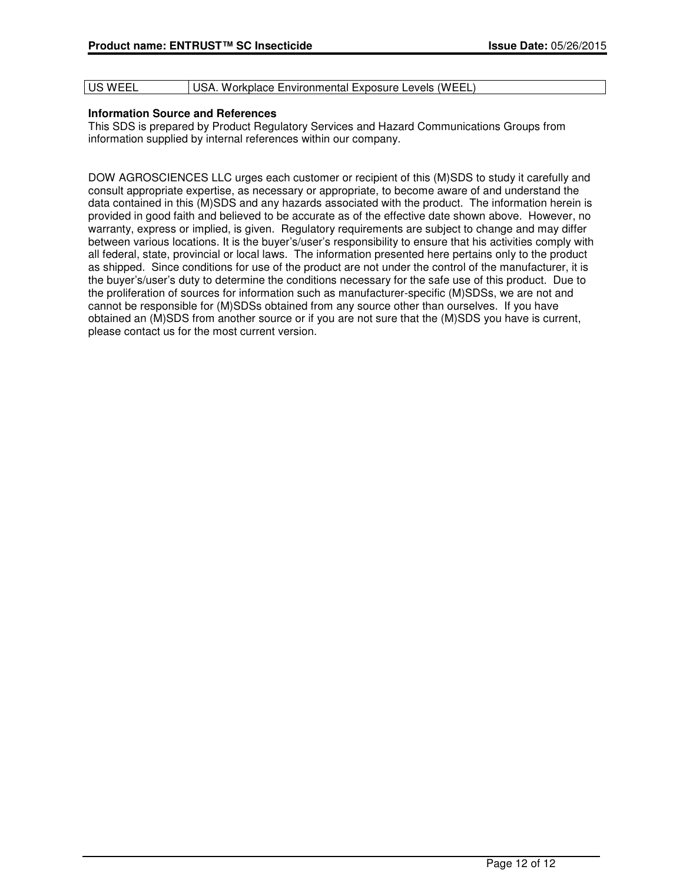| | |
|---|---|
| US WEEL | USA. Workplace Environmental Exposure Levels (WEEL) |

**Information Source and References**
This SDS is prepared by Product Regulatory Services and Hazard Communications Groups from information supplied by internal references within our company.

DOW AGROSCIENCES LLC urges each customer or recipient of this (M)SDS to study it carefully and consult appropriate expertise, as necessary or appropriate, to become aware of and understand the data contained in this (M)SDS and any hazards associated with the product. The information herein is provided in good faith and believed to be accurate as of the effective date shown above. However, no warranty, express or implied, is given. Regulatory requirements are subject to change and may differ between various locations. It is the buyer's/user's responsibility to ensure that his activities comply with all federal, state, provincial or local laws. The information presented here pertains only to the product as shipped. Since conditions for use of the product are not under the control of the manufacturer, it is the buyer's/user's duty to determine the conditions necessary for the safe use of this product. Due to the proliferation of sources for information such as manufacturer-specific (M)SDSs, we are not and cannot be responsible for (M)SDSs obtained from any source other than ourselves. If you have obtained an (M)SDS from another source or if you are not sure that the (M)SDS you have is current, please contact us for the most current version.